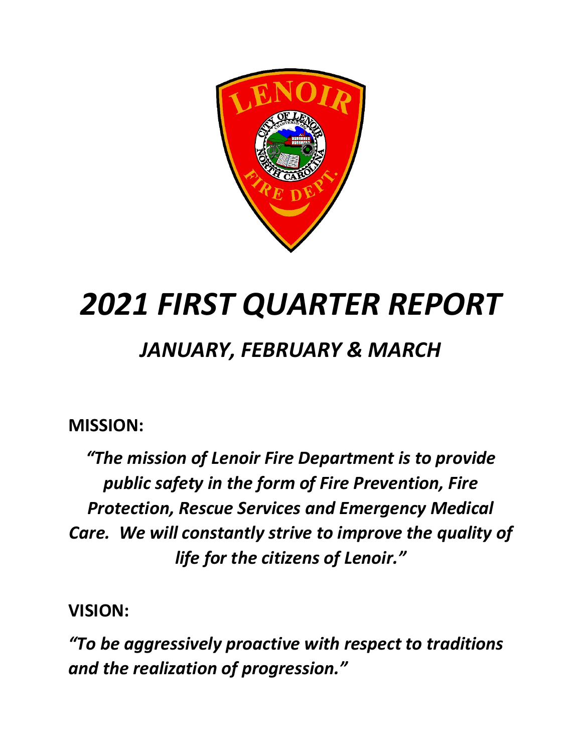# *2021 FIRST QUARTER REPORT*

## *JANUARY, FEBRUARY & MARCH*

**MISSION:**

***"The mission of Lenoir Fire Department is to provide public safety in the form of Fire Prevention, Fire Protection, Rescue Services and Emergency Medical Care. We will constantly strive to improve the quality of life for the citizens of Lenoir."***

**VISION:**

***"To be aggressively proactive with respect to traditions and the realization of progression."***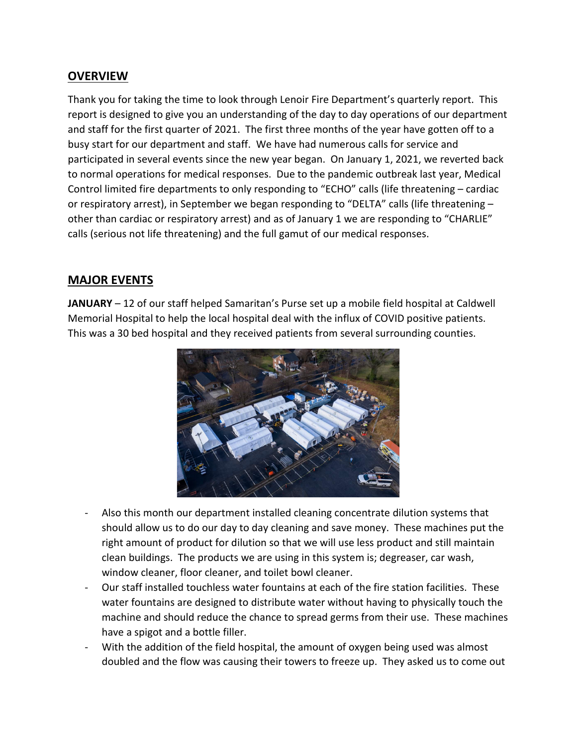## OVERVIEW

Thank you for taking the time to look through Lenoir Fire Department's quarterly report. This report is designed to give you an understanding of the day to day operations of our department and staff for the first quarter of 2021. The first three months of the year have gotten off to a busy start for our department and staff. We have had numerous calls for service and participated in several events since the new year began. On January 1, 2021, we reverted back to normal operations for medical responses. Due to the pandemic outbreak last year, Medical Control limited fire departments to only responding to "ECHO" calls (life threatening – cardiac or respiratory arrest), in September we began responding to "DELTA" calls (life threatening – other than cardiac or respiratory arrest) and as of January 1 we are responding to "CHARLIE" calls (serious not life threatening) and the full gamut of our medical responses.

## MAJOR EVENTS

**JANUARY** – 12 of our staff helped Samaritan's Purse set up a mobile field hospital at Caldwell Memorial Hospital to help the local hospital deal with the influx of COVID positive patients. This was a 30 bed hospital and they received patients from several surrounding counties.

- Also this month our department installed cleaning concentrate dilution systems that should allow us to do our day to day cleaning and save money. These machines put the right amount of product for dilution so that we will use less product and still maintain clean buildings. The products we are using in this system is; degreaser, car wash, window cleaner, floor cleaner, and toilet bowl cleaner.
- Our staff installed touchless water fountains at each of the fire station facilities. These water fountains are designed to distribute water without having to physically touch the machine and should reduce the chance to spread germs from their use. These machines have a spigot and a bottle filler.
- With the addition of the field hospital, the amount of oxygen being used was almost doubled and the flow was causing their towers to freeze up. They asked us to come out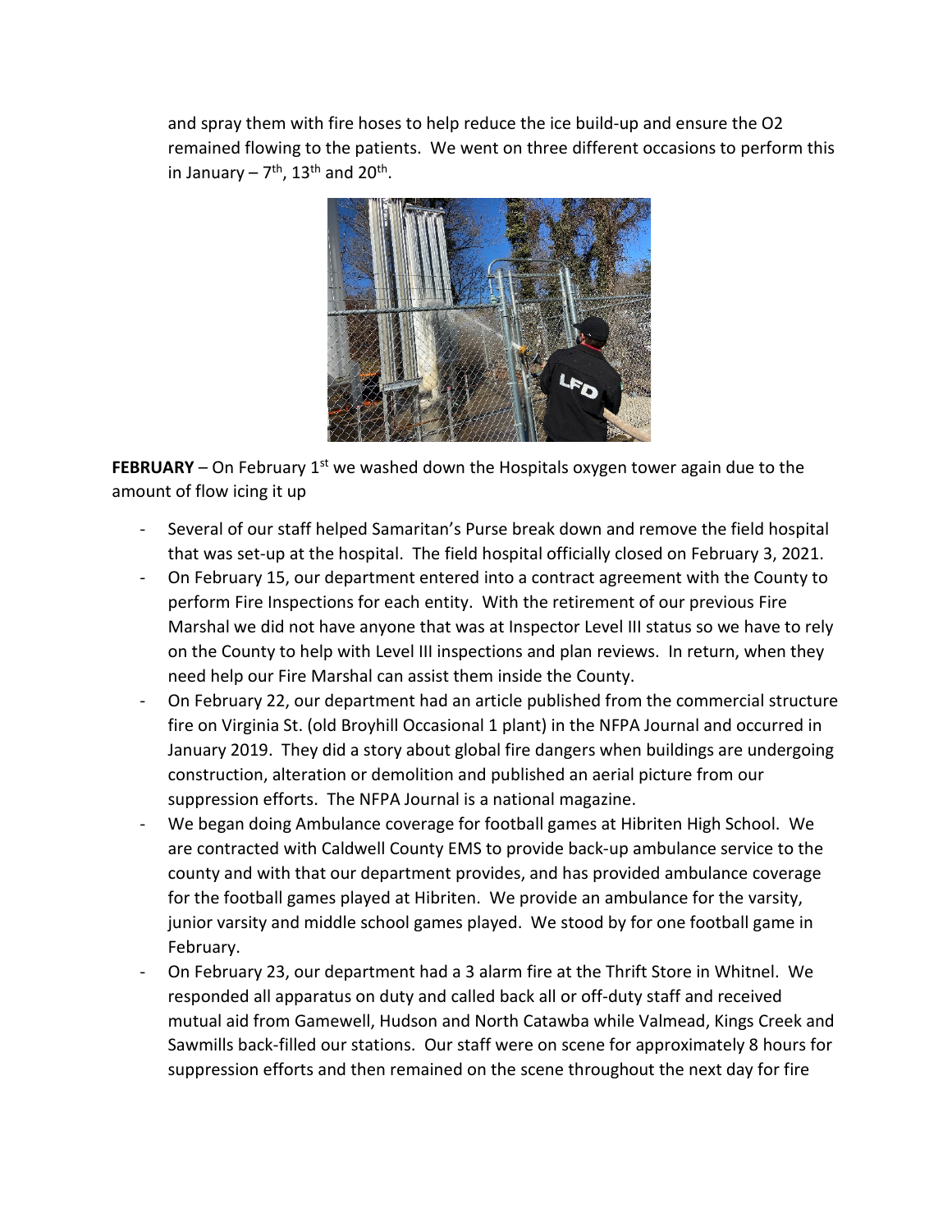and spray them with fire hoses to help reduce the ice build-up and ensure the O2 remained flowing to the patients. We went on three different occasions to perform this in January – 7th, 13th and 20th.

**FEBRUARY** – On February 1st we washed down the Hospitals oxygen tower again due to the amount of flow icing it up

- Several of our staff helped Samaritan's Purse break down and remove the field hospital that was set-up at the hospital. The field hospital officially closed on February 3, 2021.
- On February 15, our department entered into a contract agreement with the County to perform Fire Inspections for each entity. With the retirement of our previous Fire Marshal we did not have anyone that was at Inspector Level III status so we have to rely on the County to help with Level III inspections and plan reviews. In return, when they need help our Fire Marshal can assist them inside the County.
- On February 22, our department had an article published from the commercial structure fire on Virginia St. (old Broyhill Occasional 1 plant) in the NFPA Journal and occurred in January 2019. They did a story about global fire dangers when buildings are undergoing construction, alteration or demolition and published an aerial picture from our suppression efforts. The NFPA Journal is a national magazine.
- We began doing Ambulance coverage for football games at Hibriten High School. We are contracted with Caldwell County EMS to provide back-up ambulance service to the county and with that our department provides, and has provided ambulance coverage for the football games played at Hibriten. We provide an ambulance for the varsity, junior varsity and middle school games played. We stood by for one football game in February.
- On February 23, our department had a 3 alarm fire at the Thrift Store in Whitnel. We responded all apparatus on duty and called back all or off-duty staff and received mutual aid from Gamewell, Hudson and North Catawba while Valmead, Kings Creek and Sawmills back-filled our stations. Our staff were on scene for approximately 8 hours for suppression efforts and then remained on the scene throughout the next day for fire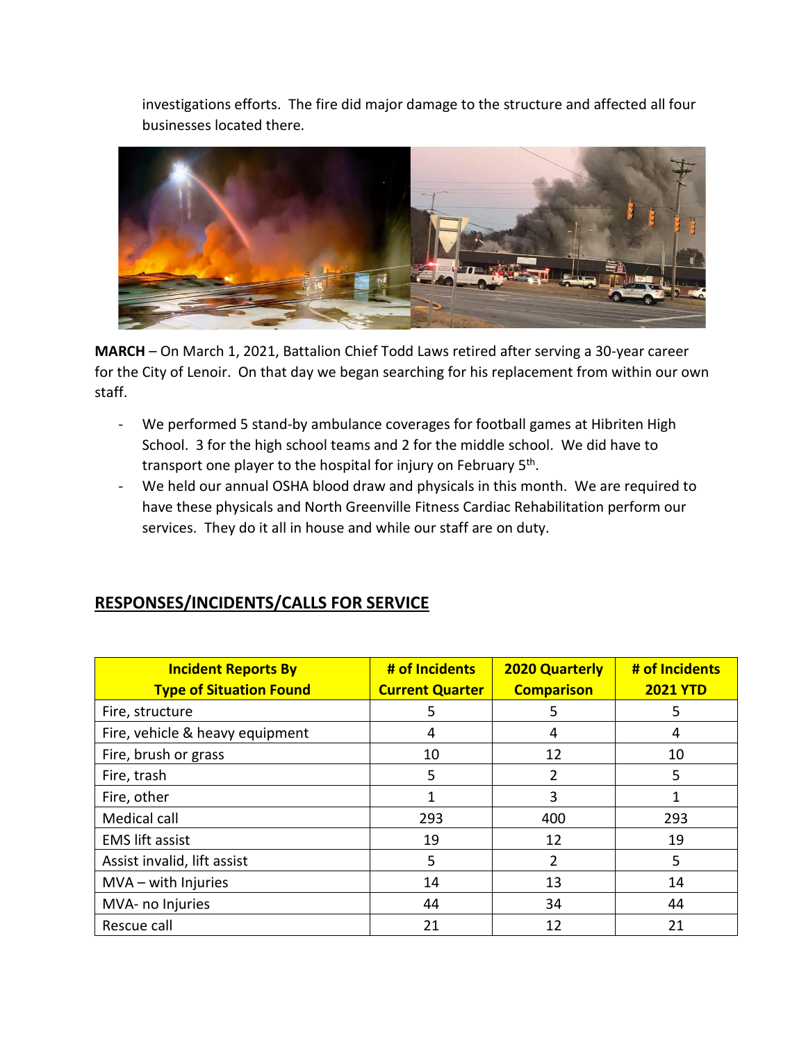investigations efforts. The fire did major damage to the structure and affected all four businesses located there.

**MARCH** – On March 1, 2021, Battalion Chief Todd Laws retired after serving a 30-year career for the City of Lenoir. On that day we began searching for his replacement from within our own staff.

- We performed 5 stand-by ambulance coverages for football games at Hibriten High School. 3 for the high school teams and 2 for the middle school. We did have to transport one player to the hospital for injury on February 5th.
- We held our annual OSHA blood draw and physicals in this month. We are required to have these physicals and North Greenville Fitness Cardiac Rehabilitation perform our services. They do it all in house and while our staff are on duty.

## RESPONSES/INCIDENTS/CALLS FOR SERVICE

| Incident Reports By Type of Situation Found | # of Incidents Current Quarter | 2020 Quarterly Comparison | # of Incidents 2021 YTD |
|---|---|---|---|
| Fire, structure | 5 | 5 | 5 |
| Fire, vehicle & heavy equipment | 4 | 4 | 4 |
| Fire, brush or grass | 10 | 12 | 10 |
| Fire, trash | 5 | 2 | 5 |
| Fire, other | 1 | 3 | 1 |
| Medical call | 293 | 400 | 293 |
| EMS lift assist | 19 | 12 | 19 |
| Assist invalid, lift assist | 5 | 2 | 5 |
| MVA – with Injuries | 14 | 13 | 14 |
| MVA- no Injuries | 44 | 34 | 44 |
| Rescue call | 21 | 12 | 21 |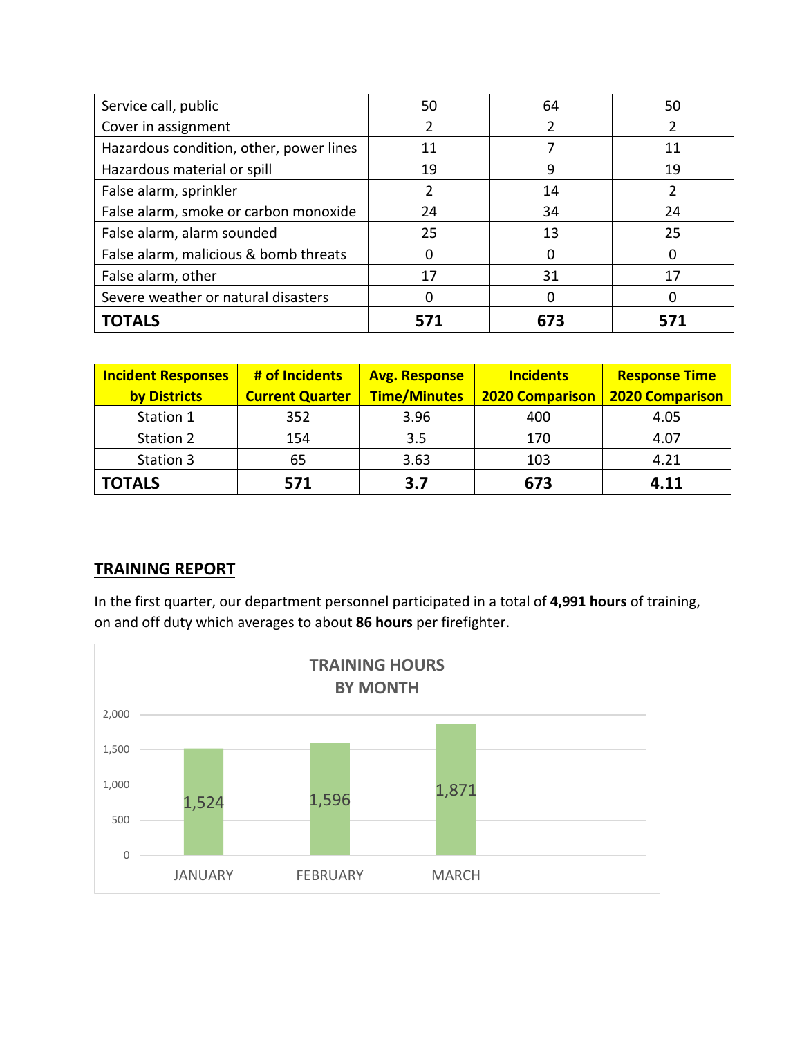| | | | |
|---|---|---|---|
| Service call, public | 50 | 64 | 50 |
| Cover in assignment | 2 | 2 | 2 |
| Hazardous condition, other, power lines | 11 | 7 | 11 |
| Hazardous material or spill | 19 | 9 | 19 |
| False alarm, sprinkler | 2 | 14 | 2 |
| False alarm, smoke or carbon monoxide | 24 | 34 | 24 |
| False alarm, alarm sounded | 25 | 13 | 25 |
| False alarm, malicious & bomb threats | 0 | 0 | 0 |
| False alarm, other | 17 | 31 | 17 |
| Severe weather or natural disasters | 0 | 0 | 0 |
| **TOTALS** | **571** | **673** | **571** |

| Incident Responses by Districts | # of Incidents Current Quarter | Avg. Response Time/Minutes | Incidents 2020 Comparison | Response Time 2020 Comparison |
|---|---|---|---|---|
| Station 1 | 352 | 3.96 | 400 | 4.05 |
| Station 2 | 154 | 3.5 | 170 | 4.07 |
| Station 3 | 65 | 3.63 | 103 | 4.21 |
| **TOTALS** | **571** | **3.7** | **673** | **4.11** |

## TRAINING REPORT

In the first quarter, our department personnel participated in a total of **4,991 hours** of training, on and off duty which averages to about **86 hours** per firefighter.

**TRAINING HOURS BY MONTH**

| Month | Hours |
|---|---|
| JANUARY | 1,524 |
| FEBRUARY | 1,596 |
| MARCH | 1,871 |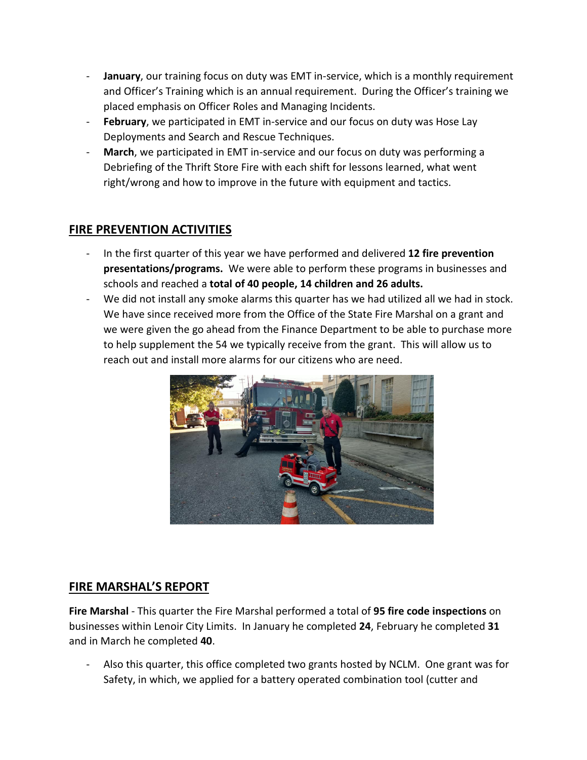- **January**, our training focus on duty was EMT in-service, which is a monthly requirement and Officer's Training which is an annual requirement. During the Officer's training we placed emphasis on Officer Roles and Managing Incidents.
- **February**, we participated in EMT in-service and our focus on duty was Hose Lay Deployments and Search and Rescue Techniques.
- **March**, we participated in EMT in-service and our focus on duty was performing a Debriefing of the Thrift Store Fire with each shift for lessons learned, what went right/wrong and how to improve in the future with equipment and tactics.

## FIRE PREVENTION ACTIVITIES

- In the first quarter of this year we have performed and delivered **12 fire prevention presentations/programs.** We were able to perform these programs in businesses and schools and reached a **total of 40 people, 14 children and 26 adults.**
- We did not install any smoke alarms this quarter has we had utilized all we had in stock. We have since received more from the Office of the State Fire Marshal on a grant and we were given the go ahead from the Finance Department to be able to purchase more to help supplement the 54 we typically receive from the grant. This will allow us to reach out and install more alarms for our citizens who are need.

## FIRE MARSHAL'S REPORT

**Fire Marshal** - This quarter the Fire Marshal performed a total of **95 fire code inspections** on businesses within Lenoir City Limits. In January he completed **24**, February he completed **31** and in March he completed **40**.

- Also this quarter, this office completed two grants hosted by NCLM. One grant was for Safety, in which, we applied for a battery operated combination tool (cutter and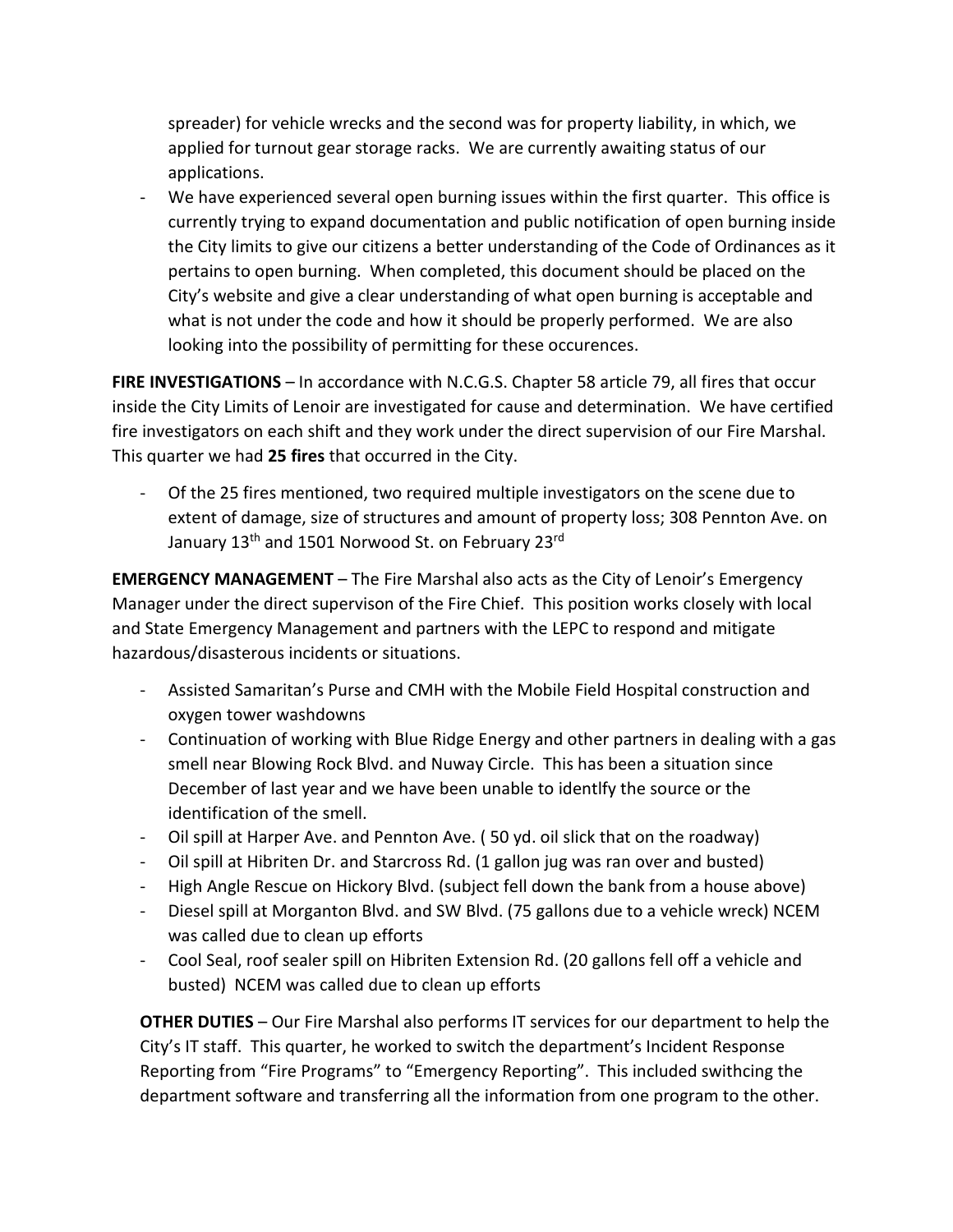spreader) for vehicle wrecks and the second was for property liability, in which, we applied for turnout gear storage racks. We are currently awaiting status of our applications.

- We have experienced several open burning issues within the first quarter. This office is currently trying to expand documentation and public notification of open burning inside the City limits to give our citizens a better understanding of the Code of Ordinances as it pertains to open burning. When completed, this document should be placed on the City's website and give a clear understanding of what open burning is acceptable and what is not under the code and how it should be properly performed. We are also looking into the possibility of permitting for these occurences.

**FIRE INVESTIGATIONS** – In accordance with N.C.G.S. Chapter 58 article 79, all fires that occur inside the City Limits of Lenoir are investigated for cause and determination. We have certified fire investigators on each shift and they work under the direct supervision of our Fire Marshal. This quarter we had **25 fires** that occurred in the City.

- Of the 25 fires mentioned, two required multiple investigators on the scene due to extent of damage, size of structures and amount of property loss; 308 Pennton Ave. on January 13th and 1501 Norwood St. on February 23rd

**EMERGENCY MANAGEMENT** – The Fire Marshal also acts as the City of Lenoir's Emergency Manager under the direct supervison of the Fire Chief. This position works closely with local and State Emergency Management and partners with the LEPC to respond and mitigate hazardous/disasterous incidents or situations.

- Assisted Samaritan's Purse and CMH with the Mobile Field Hospital construction and oxygen tower washdowns
- Continuation of working with Blue Ridge Energy and other partners in dealing with a gas smell near Blowing Rock Blvd. and Nuway Circle. This has been a situation since December of last year and we have been unable to identlfy the source or the identification of the smell.
- Oil spill at Harper Ave. and Pennton Ave. ( 50 yd. oil slick that on the roadway)
- Oil spill at Hibriten Dr. and Starcross Rd. (1 gallon jug was ran over and busted)
- High Angle Rescue on Hickory Blvd. (subject fell down the bank from a house above)
- Diesel spill at Morganton Blvd. and SW Blvd. (75 gallons due to a vehicle wreck) NCEM was called due to clean up efforts
- Cool Seal, roof sealer spill on Hibriten Extension Rd. (20 gallons fell off a vehicle and busted) NCEM was called due to clean up efforts

**OTHER DUTIES** – Our Fire Marshal also performs IT services for our department to help the City's IT staff. This quarter, he worked to switch the department's Incident Response Reporting from "Fire Programs" to "Emergency Reporting". This included swithcing the department software and transferring all the information from one program to the other.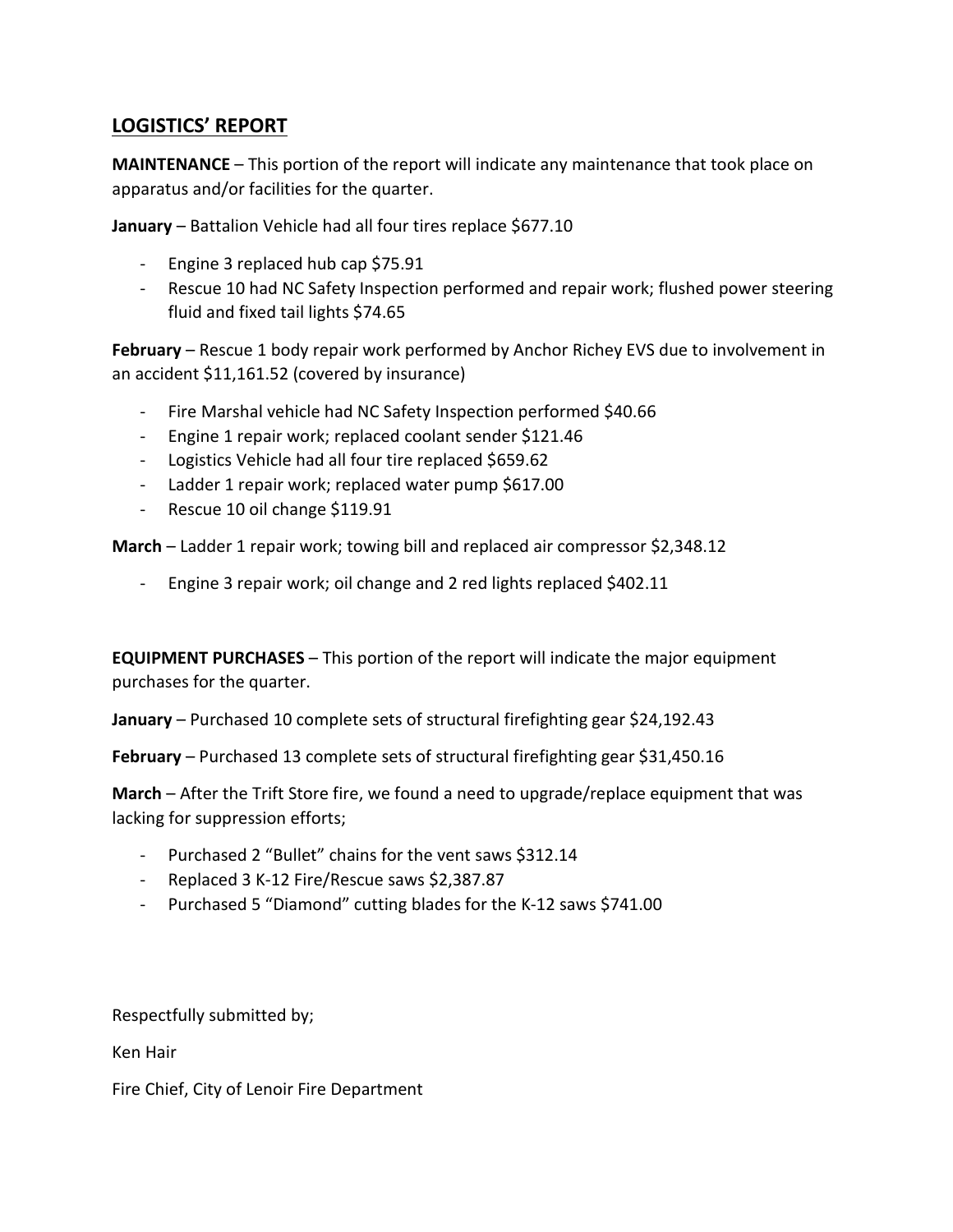## LOGISTICS' REPORT

**MAINTENANCE** – This portion of the report will indicate any maintenance that took place on apparatus and/or facilities for the quarter.

**January** – Battalion Vehicle had all four tires replace $677.10

- Engine 3 replaced hub cap $75.91
- Rescue 10 had NC Safety Inspection performed and repair work; flushed power steering fluid and fixed tail lights $74.65

**February** – Rescue 1 body repair work performed by Anchor Richey EVS due to involvement in an accident $11,161.52 (covered by insurance)

- Fire Marshal vehicle had NC Safety Inspection performed $40.66
- Engine 1 repair work; replaced coolant sender $121.46
- Logistics Vehicle had all four tire replaced $659.62
- Ladder 1 repair work; replaced water pump $617.00
- Rescue 10 oil change $119.91

**March** – Ladder 1 repair work; towing bill and replaced air compressor $2,348.12

- Engine 3 repair work; oil change and 2 red lights replaced $402.11

**EQUIPMENT PURCHASES** – This portion of the report will indicate the major equipment purchases for the quarter.

**January** – Purchased 10 complete sets of structural firefighting gear $24,192.43

**February** – Purchased 13 complete sets of structural firefighting gear $31,450.16

**March** – After the Trift Store fire, we found a need to upgrade/replace equipment that was lacking for suppression efforts;

- Purchased 2 "Bullet" chains for the vent saws $312.14
- Replaced 3 K-12 Fire/Rescue saws $2,387.87
- Purchased 5 "Diamond" cutting blades for the K-12 saws $741.00

Respectfully submitted by;

Ken Hair

Fire Chief, City of Lenoir Fire Department